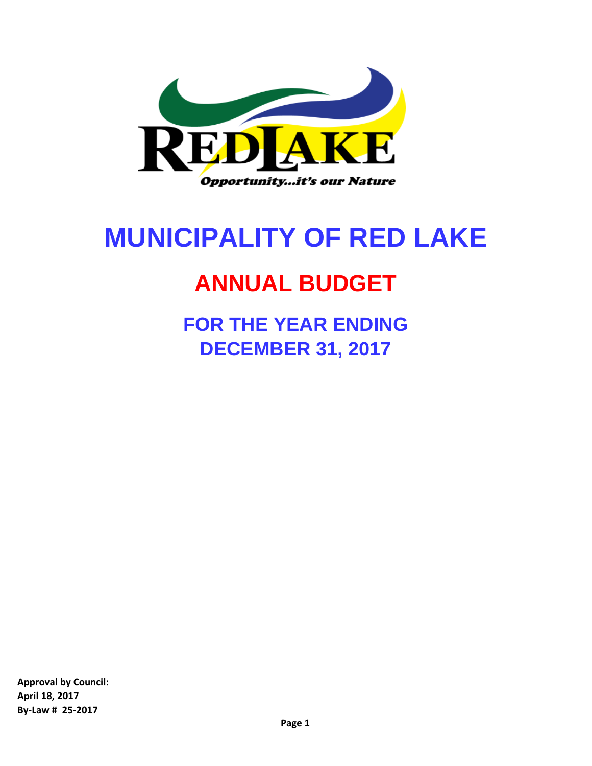# MUNICIPALITY OF RED LAKE

## ANNUAL BUDGET

### FOR THE YEAR ENDING DECEMBER 31, 2017

**Approval by Council:**
**April 18, 2017**
**By-Law # 25-2017**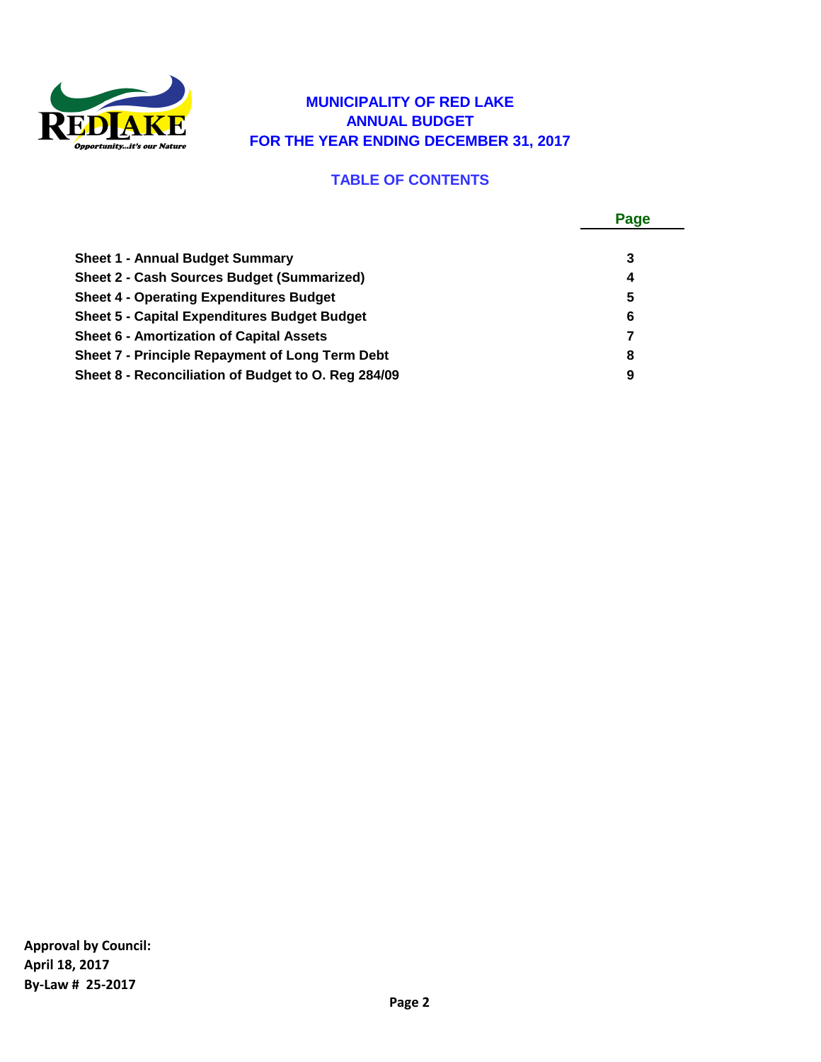# MUNICIPALITY OF RED LAKE
## ANNUAL BUDGET
## FOR THE YEAR ENDING DECEMBER 31, 2017

### TABLE OF CONTENTS

| | Page |
|---|---|
| **Sheet 1 - Annual Budget Summary** | **3** |
| **Sheet 2 - Cash Sources Budget (Summarized)** | **4** |
| **Sheet 4 - Operating Expenditures Budget** | **5** |
| **Sheet 5 - Capital Expenditures Budget Budget** | **6** |
| **Sheet 6 - Amortization of Capital Assets** | **7** |
| **Sheet 7 - Principle Repayment of Long Term Debt** | **8** |
| **Sheet 8 - Reconciliation of Budget to O. Reg 284/09** | **9** |

**Approval by Council:**
**April 18, 2017**
**By-Law # 25-2017**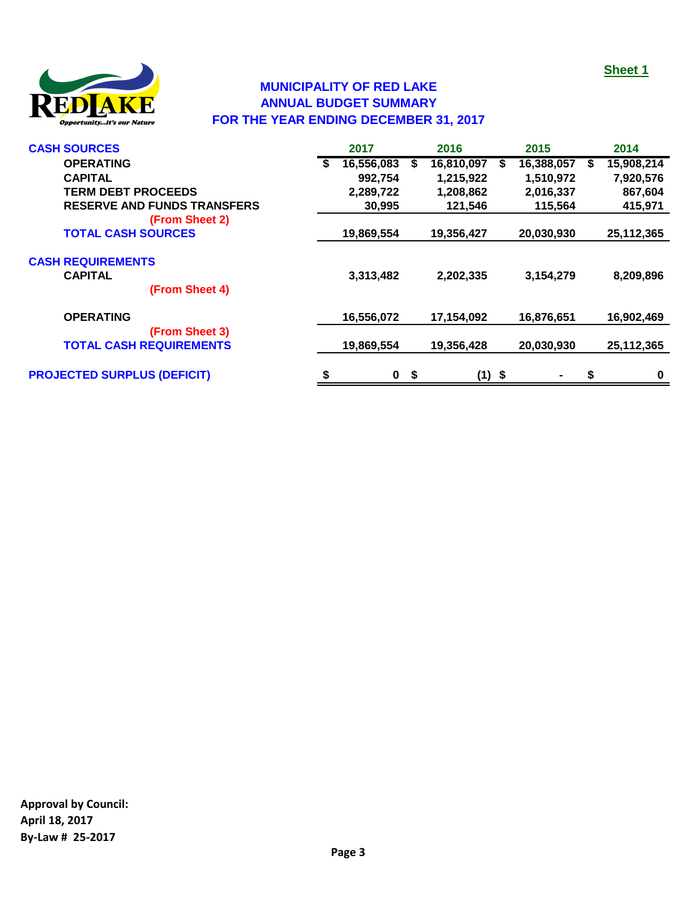Sheet 1

# MUNICIPALITY OF RED LAKE
## ANNUAL BUDGET SUMMARY
## FOR THE YEAR ENDING DECEMBER 31, 2017

| | 2017 | 2016 | 2015 | 2014 |
|---|---|---|---|---|
| **CASH SOURCES** | | | | |
| OPERATING | $ 16,556,083 | $ 16,810,097 | $ 16,388,057 | $ 15,908,214 |
| CAPITAL | 992,754 | 1,215,922 | 1,510,972 | 7,920,576 |
| TERM DEBT PROCEEDS | 2,289,722 | 1,208,862 | 2,016,337 | 867,604 |
| RESERVE AND FUNDS TRANSFERS (From Sheet 2) | 30,995 | 121,546 | 115,564 | 415,971 |
| **TOTAL CASH SOURCES** | 19,869,554 | 19,356,427 | 20,030,930 | 25,112,365 |
| **CASH REQUIREMENTS** | | | | |
| CAPITAL (From Sheet 4) | 3,313,482 | 2,202,335 | 3,154,279 | 8,209,896 |
| OPERATING (From Sheet 3) | 16,556,072 | 17,154,092 | 16,876,651 | 16,902,469 |
| **TOTAL CASH REQUIREMENTS** | 19,869,554 | 19,356,428 | 20,030,930 | 25,112,365 |
| **PROJECTED SURPLUS (DEFICIT)** | $ 0 | $ (1) | $ - | $ 0 |

**Approval by Council:**
**April 18, 2017**
**By-Law # 25-2017**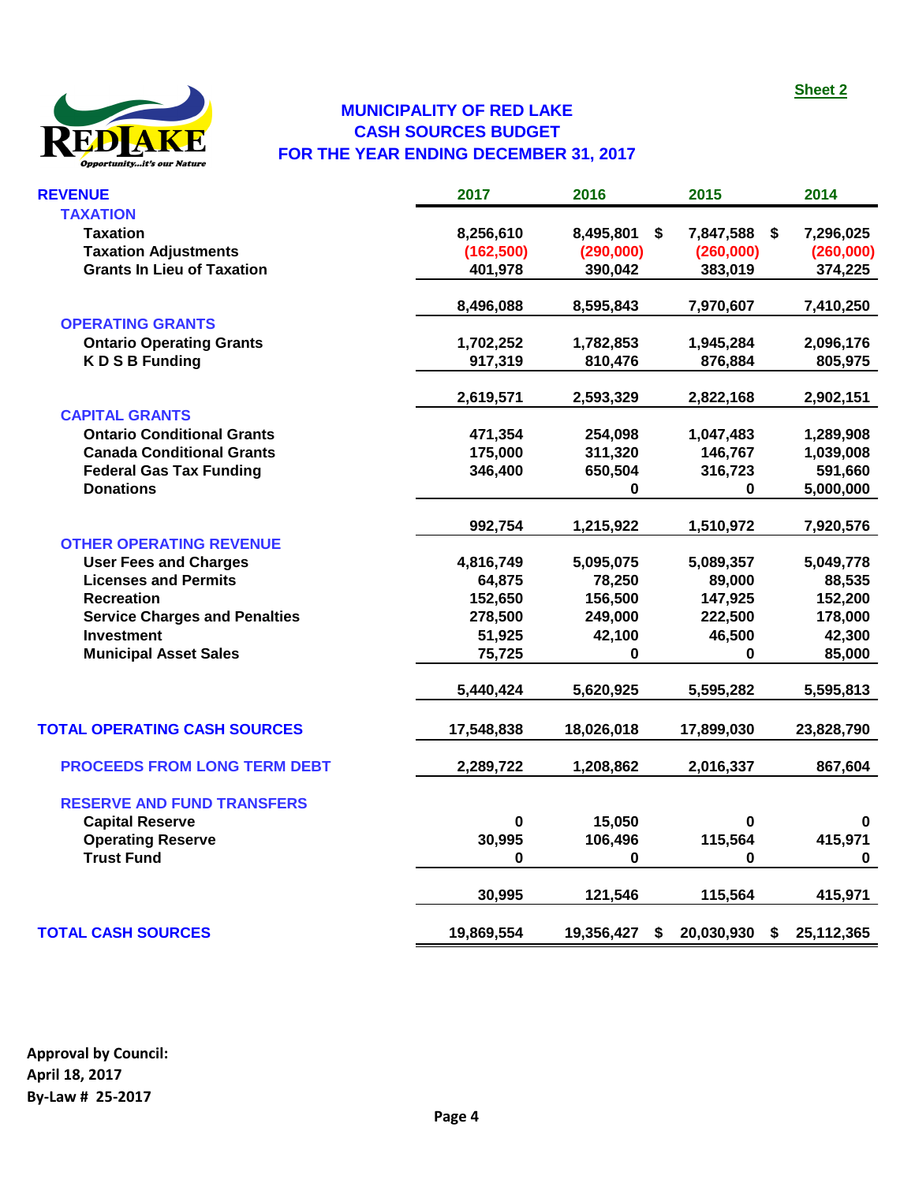Sheet 2

# MUNICIPALITY OF RED LAKE
## CASH SOURCES BUDGET
## FOR THE YEAR ENDING DECEMBER 31, 2017

| REVENUE | 2017 | 2016 | 2015 | 2014 |
|---|---|---|---|---|
| **TAXATION** | | | | |
| Taxation | 8,256,610 | 8,495,801 | $ 7,847,588 | $ 7,296,025 |
| Taxation Adjustments | (162,500) | (290,000) | (260,000) | (260,000) |
| Grants In Lieu of Taxation | 401,978 | 390,042 | 383,019 | 374,225 |
| | 8,496,088 | 8,595,843 | 7,970,607 | 7,410,250 |
| **OPERATING GRANTS** | | | | |
| Ontario Operating Grants | 1,702,252 | 1,782,853 | 1,945,284 | 2,096,176 |
| K D S B Funding | 917,319 | 810,476 | 876,884 | 805,975 |
| | 2,619,571 | 2,593,329 | 2,822,168 | 2,902,151 |
| **CAPITAL GRANTS** | | | | |
| Ontario Conditional Grants | 471,354 | 254,098 | 1,047,483 | 1,289,908 |
| Canada Conditional Grants | 175,000 | 311,320 | 146,767 | 1,039,008 |
| Federal Gas Tax Funding | 346,400 | 650,504 | 316,723 | 591,660 |
| Donations | | 0 | 0 | 5,000,000 |
| | 992,754 | 1,215,922 | 1,510,972 | 7,920,576 |
| **OTHER OPERATING REVENUE** | | | | |
| User Fees and Charges | 4,816,749 | 5,095,075 | 5,089,357 | 5,049,778 |
| Licenses and Permits | 64,875 | 78,250 | 89,000 | 88,535 |
| Recreation | 152,650 | 156,500 | 147,925 | 152,200 |
| Service Charges and Penalties | 278,500 | 249,000 | 222,500 | 178,000 |
| Investment | 51,925 | 42,100 | 46,500 | 42,300 |
| Municipal Asset Sales | 75,725 | 0 | 0 | 85,000 |
| | 5,440,424 | 5,620,925 | 5,595,282 | 5,595,813 |
| **TOTAL OPERATING CASH SOURCES** | 17,548,838 | 18,026,018 | 17,899,030 | 23,828,790 |
| **PROCEEDS FROM LONG TERM DEBT** | 2,289,722 | 1,208,862 | 2,016,337 | 867,604 |
| **RESERVE AND FUND TRANSFERS** | | | | |
| Capital Reserve | 0 | 15,050 | 0 | 0 |
| Operating Reserve | 30,995 | 106,496 | 115,564 | 415,971 |
| Trust Fund | 0 | 0 | 0 | 0 |
| | 30,995 | 121,546 | 115,564 | 415,971 |
| **TOTAL CASH SOURCES** | 19,869,554 | 19,356,427 | $ 20,030,930 | $ 25,112,365 |

**Approval by Council:**
**April 18, 2017**
**By-Law # 25-2017**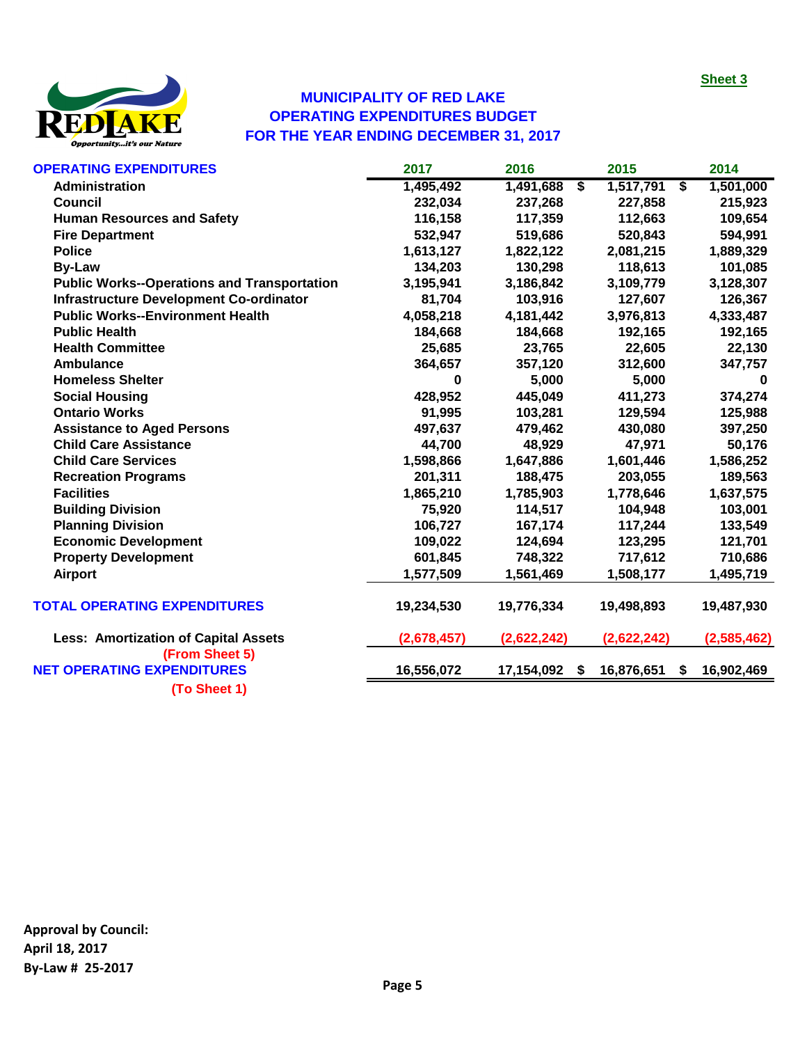Sheet 3

# MUNICIPALITY OF RED LAKE
## OPERATING EXPENDITURES BUDGET
## FOR THE YEAR ENDING DECEMBER 31, 2017

| OPERATING EXPENDITURES | 2017 | 2016 | 2015 | 2014 |
|---|---|---|---|---|
| Administration | 1,495,492 | 1,491,688 | $ 1,517,791 | $ 1,501,000 |
| Council | 232,034 | 237,268 | 227,858 | 215,923 |
| Human Resources and Safety | 116,158 | 117,359 | 112,663 | 109,654 |
| Fire Department | 532,947 | 519,686 | 520,843 | 594,991 |
| Police | 1,613,127 | 1,822,122 | 2,081,215 | 1,889,329 |
| By-Law | 134,203 | 130,298 | 118,613 | 101,085 |
| Public Works--Operations and Transportation | 3,195,941 | 3,186,842 | 3,109,779 | 3,128,307 |
| Infrastructure Development Co-ordinator | 81,704 | 103,916 | 127,607 | 126,367 |
| Public Works--Environment Health | 4,058,218 | 4,181,442 | 3,976,813 | 4,333,487 |
| Public Health | 184,668 | 184,668 | 192,165 | 192,165 |
| Health Committee | 25,685 | 23,765 | 22,605 | 22,130 |
| Ambulance | 364,657 | 357,120 | 312,600 | 347,757 |
| Homeless Shelter | 0 | 5,000 | 5,000 | 0 |
| Social Housing | 428,952 | 445,049 | 411,273 | 374,274 |
| Ontario Works | 91,995 | 103,281 | 129,594 | 125,988 |
| Assistance to Aged Persons | 497,637 | 479,462 | 430,080 | 397,250 |
| Child Care Assistance | 44,700 | 48,929 | 47,971 | 50,176 |
| Child Care Services | 1,598,866 | 1,647,886 | 1,601,446 | 1,586,252 |
| Recreation Programs | 201,311 | 188,475 | 203,055 | 189,563 |
| Facilities | 1,865,210 | 1,785,903 | 1,778,646 | 1,637,575 |
| Building Division | 75,920 | 114,517 | 104,948 | 103,001 |
| Planning Division | 106,727 | 167,174 | 117,244 | 133,549 |
| Economic Development | 109,022 | 124,694 | 123,295 | 121,701 |
| Property Development | 601,845 | 748,322 | 717,612 | 710,686 |
| Airport | 1,577,509 | 1,561,469 | 1,508,177 | 1,495,719 |
| **TOTAL OPERATING EXPENDITURES** | 19,234,530 | 19,776,334 | 19,498,893 | 19,487,930 |
| Less: Amortization of Capital Assets (From Sheet 5) | (2,678,457) | (2,622,242) | (2,622,242) | (2,585,462) |
| **NET OPERATING EXPENDITURES** (To Sheet 1) | 16,556,072 | 17,154,092 | $ 16,876,651 | $ 16,902,469 |

**Approval by Council:**
**April 18, 2017**
**By-Law # 25-2017**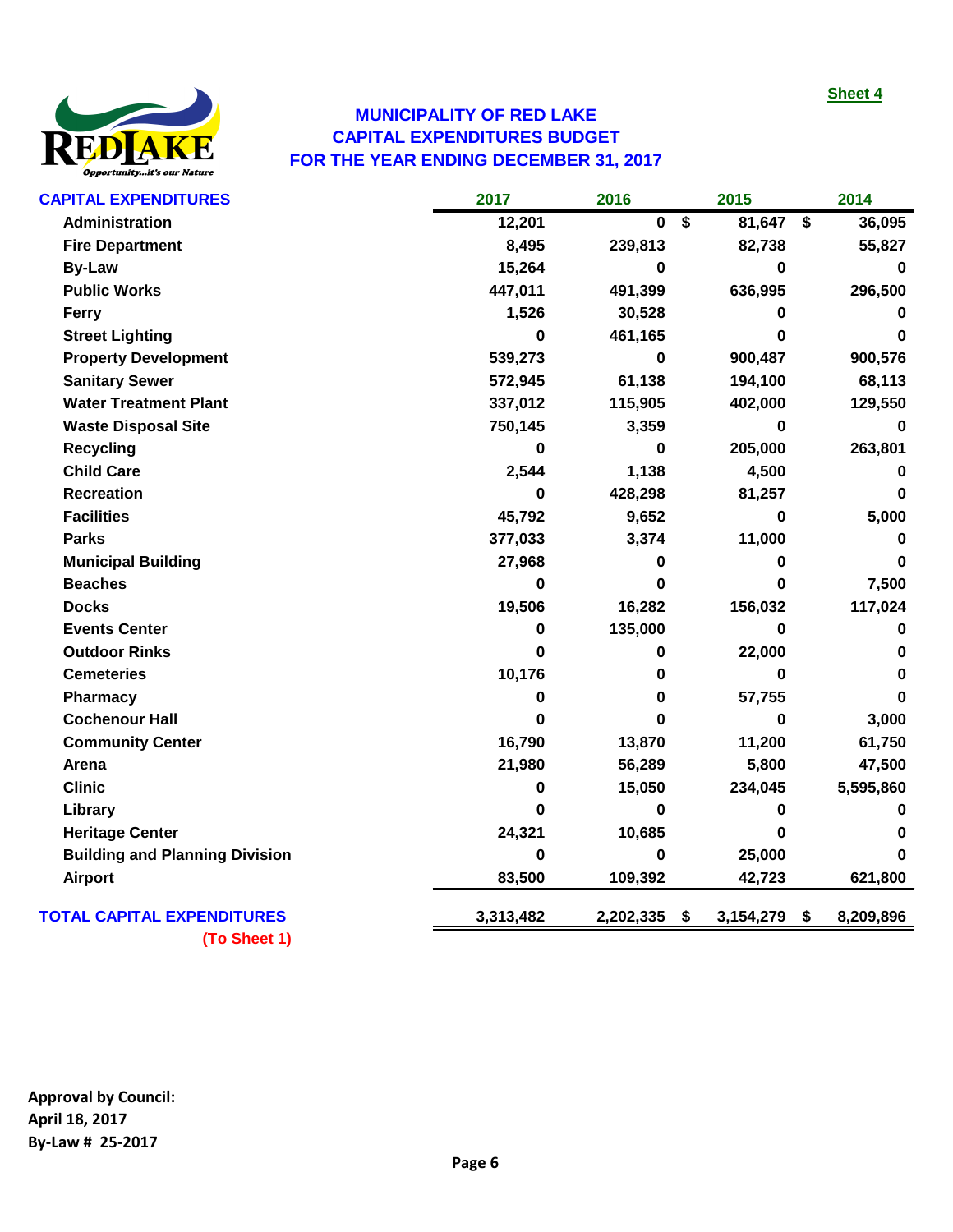Sheet 4

# MUNICIPALITY OF RED LAKE
## CAPITAL EXPENDITURES BUDGET
## FOR THE YEAR ENDING DECEMBER 31, 2017

| CAPITAL EXPENDITURES | 2017 | 2016 | 2015 | 2014 |
|---|---|---|---|---|
| Administration | 12,201 | 0 | $ 81,647 | $ 36,095 |
| Fire Department | 8,495 | 239,813 | 82,738 | 55,827 |
| By-Law | 15,264 | 0 | 0 | 0 |
| Public Works | 447,011 | 491,399 | 636,995 | 296,500 |
| Ferry | 1,526 | 30,528 | 0 | 0 |
| Street Lighting | 0 | 461,165 | 0 | 0 |
| Property Development | 539,273 | 0 | 900,487 | 900,576 |
| Sanitary Sewer | 572,945 | 61,138 | 194,100 | 68,113 |
| Water Treatment Plant | 337,012 | 115,905 | 402,000 | 129,550 |
| Waste Disposal Site | 750,145 | 3,359 | 0 | 0 |
| Recycling | 0 | 0 | 205,000 | 263,801 |
| Child Care | 2,544 | 1,138 | 4,500 | 0 |
| Recreation | 0 | 428,298 | 81,257 | 0 |
| Facilities | 45,792 | 9,652 | 0 | 5,000 |
| Parks | 377,033 | 3,374 | 11,000 | 0 |
| Municipal Building | 27,968 | 0 | 0 | 0 |
| Beaches | 0 | 0 | 0 | 7,500 |
| Docks | 19,506 | 16,282 | 156,032 | 117,024 |
| Events Center | 0 | 135,000 | 0 | 0 |
| Outdoor Rinks | 0 | 0 | 22,000 | 0 |
| Cemeteries | 10,176 | 0 | 0 | 0 |
| Pharmacy | 0 | 0 | 57,755 | 0 |
| Cochenour Hall | 0 | 0 | 0 | 3,000 |
| Community Center | 16,790 | 13,870 | 11,200 | 61,750 |
| Arena | 21,980 | 56,289 | 5,800 | 47,500 |
| Clinic | 0 | 15,050 | 234,045 | 5,595,860 |
| Library | 0 | 0 | 0 | 0 |
| Heritage Center | 24,321 | 10,685 | 0 | 0 |
| Building and Planning Division | 0 | 0 | 25,000 | 0 |
| Airport | 83,500 | 109,392 | 42,723 | 621,800 |
| **TOTAL CAPITAL EXPENDITURES** | 3,313,482 | 2,202,335 | $ 3,154,279 | $ 8,209,896 |

(To Sheet 1)

**Approval by Council:**
**April 18, 2017**
**By-Law # 25-2017**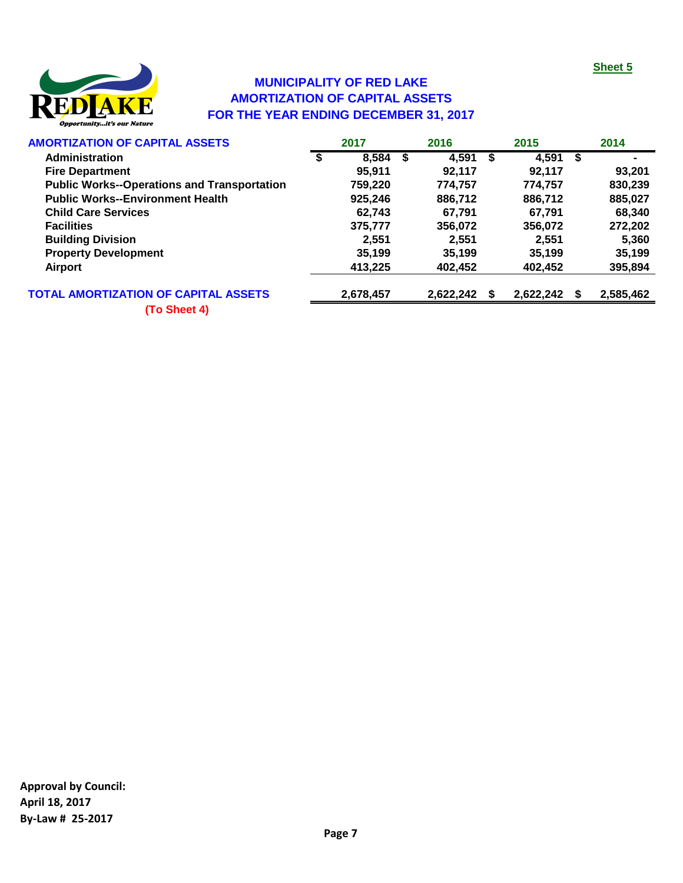Sheet 5

# MUNICIPALITY OF RED LAKE
## AMORTIZATION OF CAPITAL ASSETS
## FOR THE YEAR ENDING DECEMBER 31, 2017

| AMORTIZATION OF CAPITAL ASSETS | 2017 | 2016 | 2015 | 2014 |
|---|---|---|---|---|
| Administration | $ 8,584 | $ 4,591 | $ 4,591 | $ - |
| Fire Department | 95,911 | 92,117 | 92,117 | 93,201 |
| Public Works--Operations and Transportation | 759,220 | 774,757 | 774,757 | 830,239 |
| Public Works--Environment Health | 925,246 | 886,712 | 886,712 | 885,027 |
| Child Care Services | 62,743 | 67,791 | 67,791 | 68,340 |
| Facilities | 375,777 | 356,072 | 356,072 | 272,202 |
| Building Division | 2,551 | 2,551 | 2,551 | 5,360 |
| Property Development | 35,199 | 35,199 | 35,199 | 35,199 |
| Airport | 413,225 | 402,452 | 402,452 | 395,894 |
| **TOTAL AMORTIZATION OF CAPITAL ASSETS** | 2,678,457 | 2,622,242 | $ 2,622,242 | $ 2,585,462 |

(To Sheet 4)

**Approval by Council:**
**April 18, 2017**
**By-Law # 25-2017**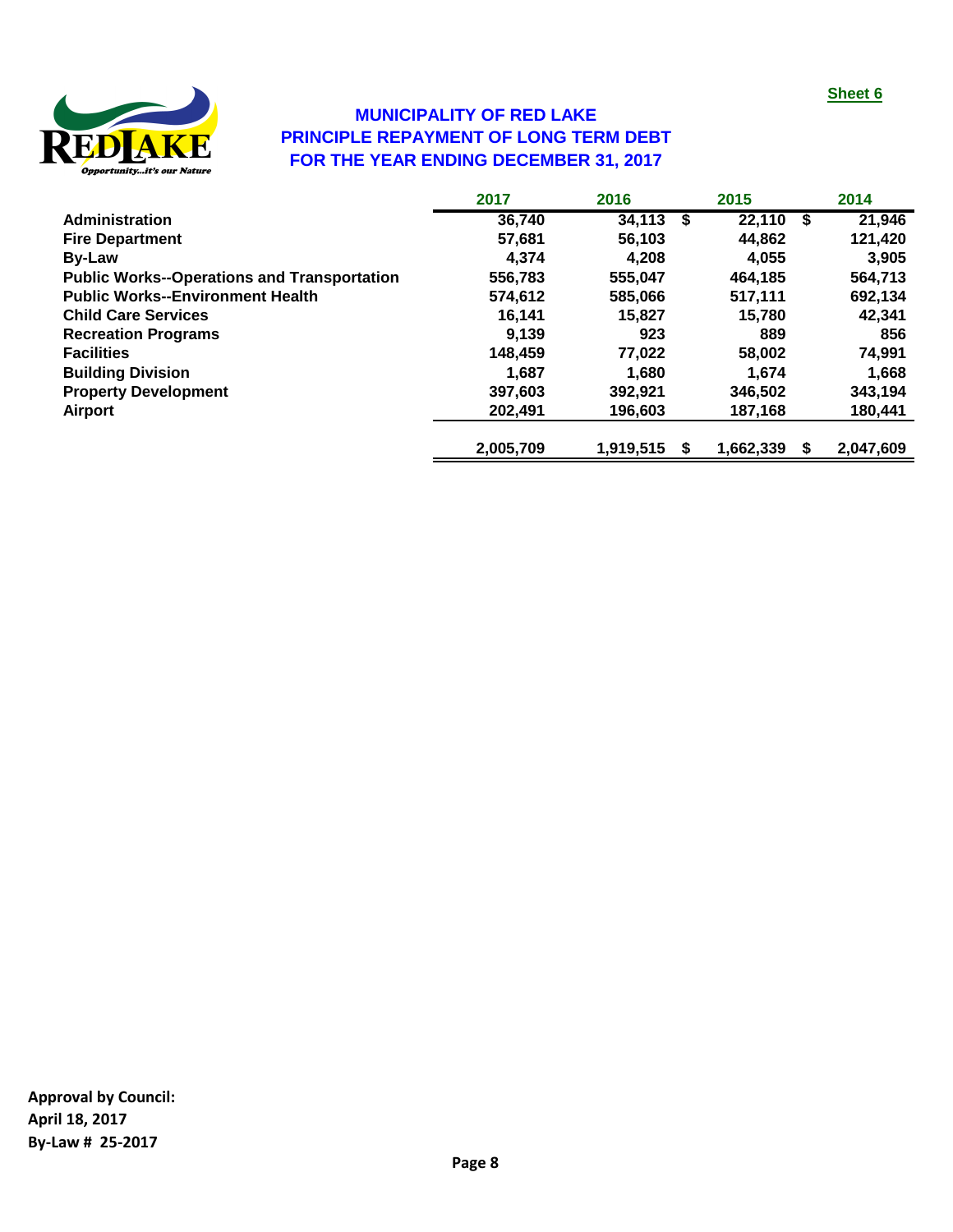Sheet 6

# MUNICIPALITY OF RED LAKE
## PRINCIPLE REPAYMENT OF LONG TERM DEBT
## FOR THE YEAR ENDING DECEMBER 31, 2017

| | 2017 | 2016 | 2015 | 2014 |
|---|---|---|---|---|
| **Administration** | 36,740 | 34,113 | $ 22,110 | $ 21,946 |
| **Fire Department** | 57,681 | 56,103 | 44,862 | 121,420 |
| **By-Law** | 4,374 | 4,208 | 4,055 | 3,905 |
| **Public Works--Operations and Transportation** | 556,783 | 555,047 | 464,185 | 564,713 |
| **Public Works--Environment Health** | 574,612 | 585,066 | 517,111 | 692,134 |
| **Child Care Services** | 16,141 | 15,827 | 15,780 | 42,341 |
| **Recreation Programs** | 9,139 | 923 | 889 | 856 |
| **Facilities** | 148,459 | 77,022 | 58,002 | 74,991 |
| **Building Division** | 1,687 | 1,680 | 1,674 | 1,668 |
| **Property Development** | 397,603 | 392,921 | 346,502 | 343,194 |
| **Airport** | 202,491 | 196,603 | 187,168 | 180,441 |
| | 2,005,709 | 1,919,515 | $ 1,662,339 | $ 2,047,609 |

**Approval by Council:**
**April 18, 2017**
**By-Law # 25-2017**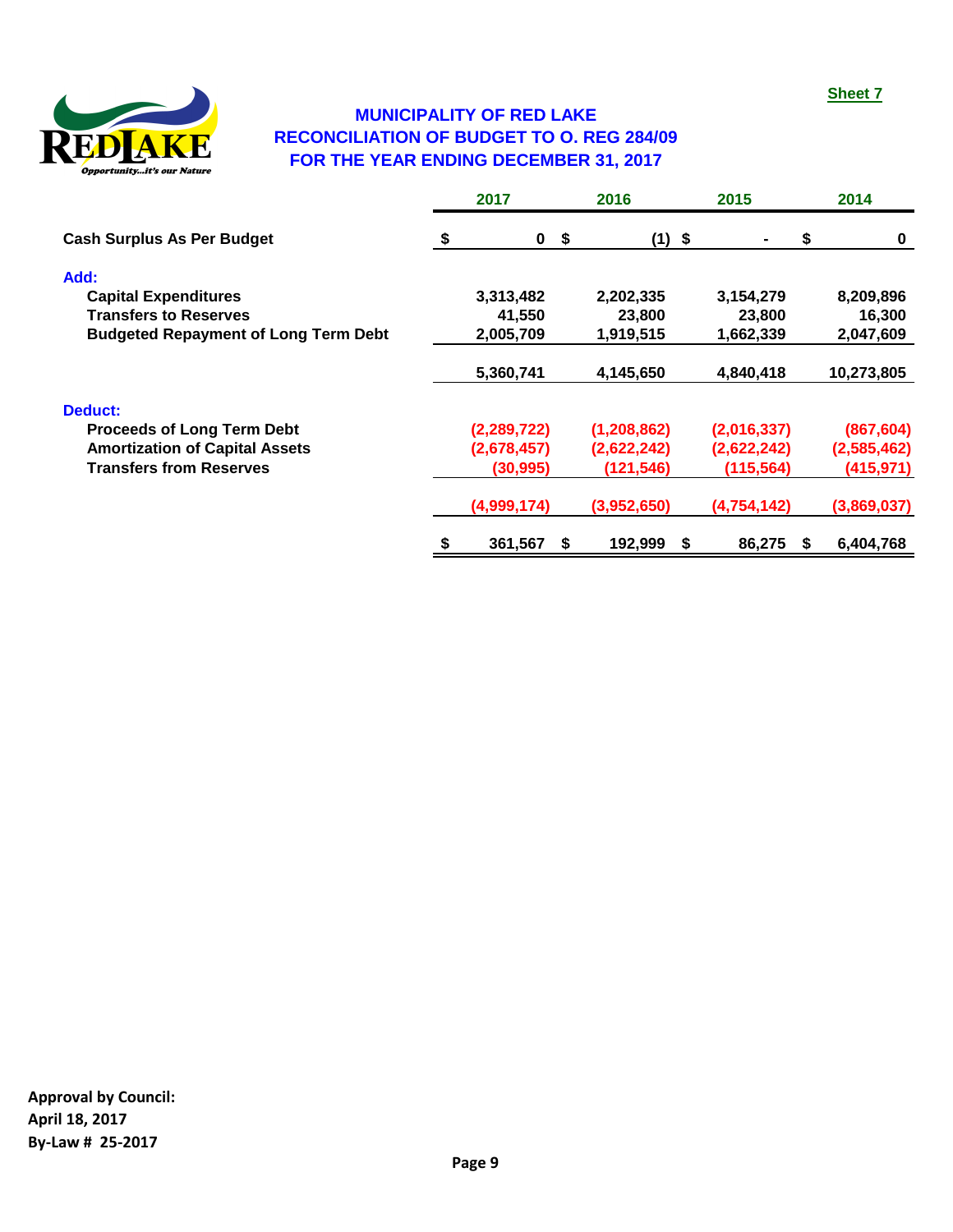Sheet 7

# MUNICIPALITY OF RED LAKE
## RECONCILIATION OF BUDGET TO O. REG 284/09
## FOR THE YEAR ENDING DECEMBER 31, 2017

| | 2017 | 2016 | 2015 | 2014 |
|---|---|---|---|---|
| **Cash Surplus As Per Budget** | $ 0 | $ (1) | $ - | $ 0 |
| **Add:** | | | | |
| Capital Expenditures | 3,313,482 | 2,202,335 | 3,154,279 | 8,209,896 |
| Transfers to Reserves | 41,550 | 23,800 | 23,800 | 16,300 |
| Budgeted Repayment of Long Term Debt | 2,005,709 | 1,919,515 | 1,662,339 | 2,047,609 |
| | 5,360,741 | 4,145,650 | 4,840,418 | 10,273,805 |
| **Deduct:** | | | | |
| Proceeds of Long Term Debt | (2,289,722) | (1,208,862) | (2,016,337) | (867,604) |
| Amortization of Capital Assets | (2,678,457) | (2,622,242) | (2,622,242) | (2,585,462) |
| Transfers from Reserves | (30,995) | (121,546) | (115,564) | (415,971) |
| | (4,999,174) | (3,952,650) | (4,754,142) | (3,869,037) |
| | $ 361,567 | $ 192,999 | $ 86,275 | $ 6,404,768 |

**Approval by Council:**
**April 18, 2017**
**By-Law # 25-2017**